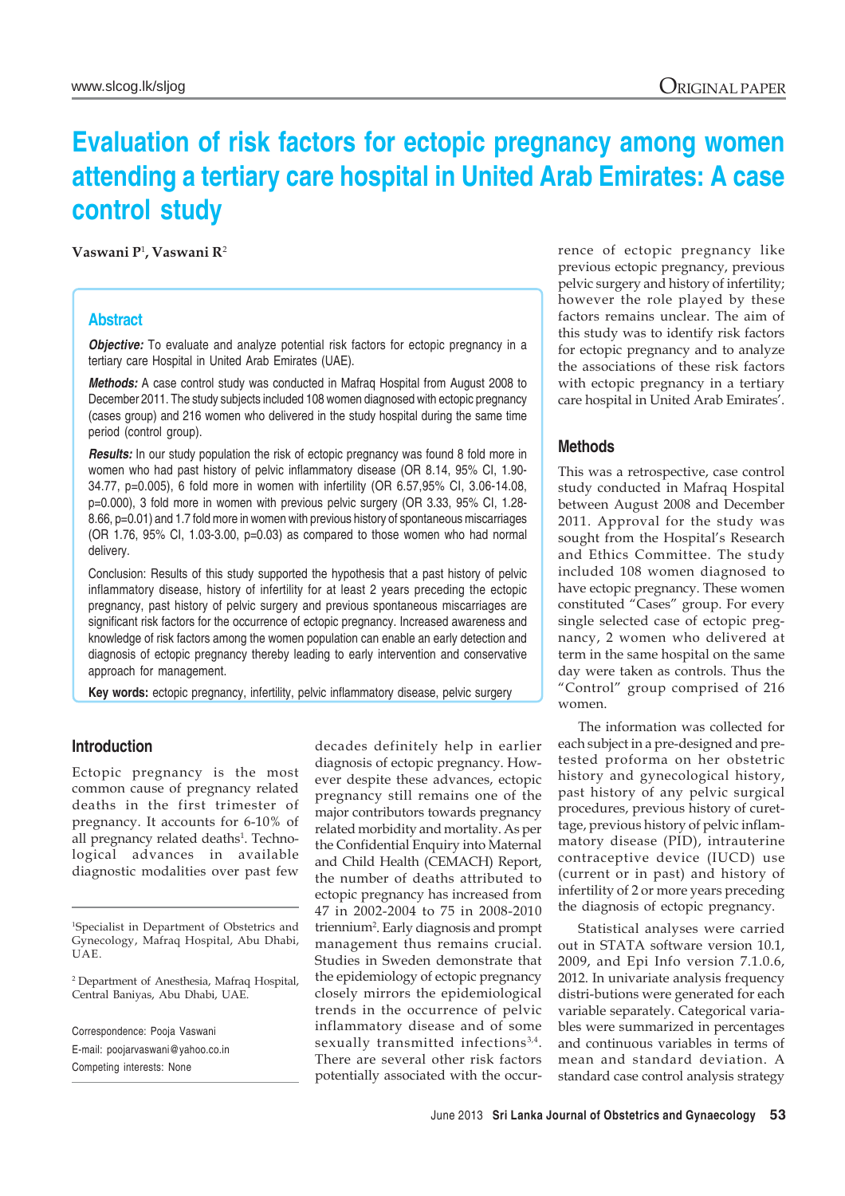# Evaluation of risk factors for ectopic pregnancy among women attending a tertiary care hospital in United Arab Emirates: A case control study

**Vaswani P**[1]**, Vaswani R**[2]

## Abstract

***Objective:*** To evaluate and analyze potential risk factors for ectopic pregnancy in a tertiary care Hospital in United Arab Emirates (UAE).

***Methods:*** A case control study was conducted in Mafraq Hospital from August 2008 to December 2011. The study subjects included 108 women diagnosed with ectopic pregnancy (cases group) and 216 women who delivered in the study hospital during the same time period (control group).

***Results:*** In our study population the risk of ectopic pregnancy was found 8 fold more in women who had past history of pelvic inflammatory disease (OR 8.14, 95% CI, 1.90-34.77, p=0.005), 6 fold more in women with infertility (OR 6.57,95% CI, 3.06-14.08, p=0.000), 3 fold more in women with previous pelvic surgery (OR 3.33, 95% CI, 1.28-8.66, p=0.01) and 1.7 fold more in women with previous history of spontaneous miscarriages (OR 1.76, 95% CI, 1.03-3.00, p=0.03) as compared to those women who had normal delivery.

Conclusion: Results of this study supported the hypothesis that a past history of pelvic inflammatory disease, history of infertility for at least 2 years preceding the ectopic pregnancy, past history of pelvic surgery and previous spontaneous miscarriages are significant risk factors for the occurrence of ectopic pregnancy. Increased awareness and knowledge of risk factors among the women population can enable an early detection and diagnosis of ectopic pregnancy thereby leading to early intervention and conservative approach for management.

**Key words:** ectopic pregnancy, infertility, pelvic inflammatory disease, pelvic surgery

## Introduction

Ectopic pregnancy is the most common cause of pregnancy related deaths in the first trimester of pregnancy. It accounts for 6-10% of all pregnancy related deaths[1]. Technological advances in available diagnostic modalities over past few decades definitely help in earlier diagnosis of ectopic pregnancy. However despite these advances, ectopic pregnancy still remains one of the major contributors towards pregnancy related morbidity and mortality. As per the Confidential Enquiry into Maternal and Child Health (CEMACH) Report, the number of deaths attributed to ectopic pregnancy has increased from 47 in 2002-2004 to 75 in 2008-2010 triennium[2]. Early diagnosis and prompt management thus remains crucial. Studies in Sweden demonstrate that the epidemiology of ectopic pregnancy closely mirrors the epidemiological trends in the occurrence of pelvic inflammatory disease and of some sexually transmitted infections[3,4]. There are several other risk factors potentially associated with the occurrence of ectopic pregnancy like previous ectopic pregnancy, previous pelvic surgery and history of infertility; however the role played by these factors remains unclear. The aim of this study was to identify risk factors for ectopic pregnancy and to analyze the associations of these risk factors with ectopic pregnancy in a tertiary care hospital in United Arab Emirates'.

## Methods

This was a retrospective, case control study conducted in Mafraq Hospital between August 2008 and December 2011. Approval for the study was sought from the Hospital's Research and Ethics Committee. The study included 108 women diagnosed to have ectopic pregnancy. These women constituted "Cases" group. For every single selected case of ectopic pregnancy, 2 women who delivered at term in the same hospital on the same day were taken as controls. Thus the "Control" group comprised of 216 women.

The information was collected for each subject in a pre-designed and pre-tested proforma on her obstetric history and gynecological history, past history of any pelvic surgical procedures, previous history of curettage, previous history of pelvic inflammatory disease (PID), intrauterine contraceptive device (IUCD) use (current or in past) and history of infertility of 2 or more years preceding the diagnosis of ectopic pregnancy.

Statistical analyses were carried out in STATA software version 10.1, 2009, and Epi Info version 7.1.0.6, 2012. In univariate analysis frequency distri-butions were generated for each variable separately. Categorical variables were summarized in percentages and continuous variables in terms of mean and standard deviation. A standard case control analysis strategy

---

[1]Specialist in Department of Obstetrics and Gynecology, Mafraq Hospital, Abu Dhabi, UAE.

[2] Department of Anesthesia, Mafraq Hospital, Central Baniyas, Abu Dhabi, UAE.

Correspondence: Pooja Vaswani
E-mail: poojarvaswani@yahoo.co.in
Competing interests: None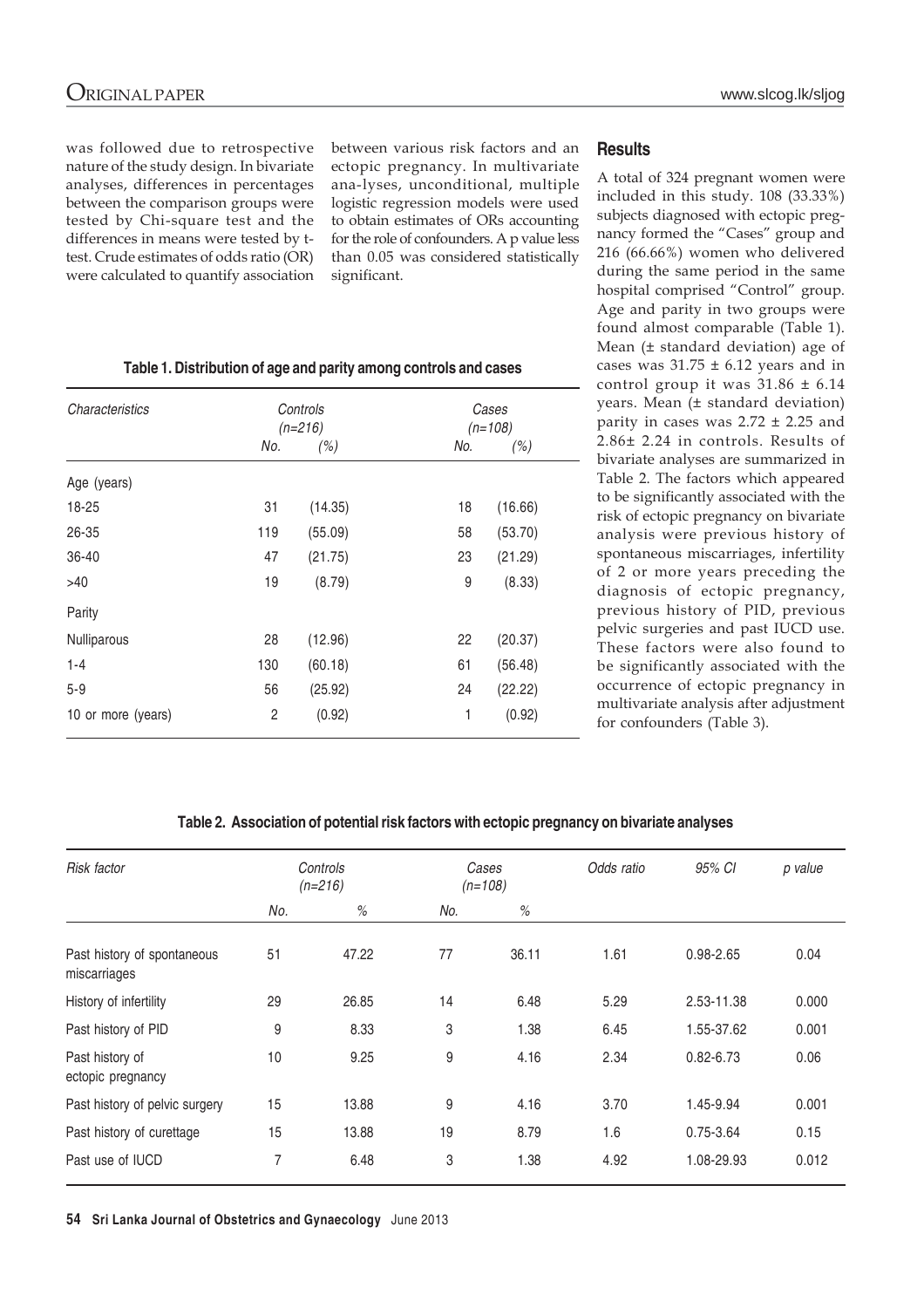was followed due to retrospective nature of the study design. In bivariate analyses, differences in percentages between the comparison groups were tested by Chi-square test and the differences in means were tested by t-test. Crude estimates of odds ratio (OR) were calculated to quantify association between various risk factors and an ectopic pregnancy. In multivariate ana-lyses, unconditional, multiple logistic regression models were used to obtain estimates of ORs accounting for the role of confounders. A p value less than 0.05 was considered statistically significant.

**Table 1. Distribution of age and parity among controls and cases**

| *Characteristics* | *Controls (n=216)* | | *Cases (n=108)* | |
|---|---|---|---|---|
| | *No.* | *(%)* | *No.* | *(%)* |
| Age (years) | | | | |
| 18-25 | 31 | (14.35) | 18 | (16.66) |
| 26-35 | 119 | (55.09) | 58 | (53.70) |
| 36-40 | 47 | (21.75) | 23 | (21.29) |
| >40 | 19 | (8.79) | 9 | (8.33) |
| Parity | | | | |
| Nulliparous | 28 | (12.96) | 22 | (20.37) |
| 1-4 | 130 | (60.18) | 61 | (56.48) |
| 5-9 | 56 | (25.92) | 24 | (22.22) |
| 10 or more (years) | 2 | (0.92) | 1 | (0.92) |

## Results

A total of 324 pregnant women were included in this study. 108 (33.33%) subjects diagnosed with ectopic pregnancy formed the "Cases" group and 216 (66.66%) women who delivered during the same period in the same hospital comprised "Control" group. Age and parity in two groups were found almost comparable (Table 1). Mean (± standard deviation) age of cases was 31.75 ± 6.12 years and in control group it was 31.86 ± 6.14 years. Mean (± standard deviation) parity in cases was 2.72 ± 2.25 and 2.86± 2.24 in controls. Results of bivariate analyses are summarized in Table 2. The factors which appeared to be significantly associated with the risk of ectopic pregnancy on bivariate analysis were previous history of spontaneous miscarriages, infertility of 2 or more years preceding the diagnosis of ectopic pregnancy, previous history of PID, previous pelvic surgeries and past IUCD use. These factors were also found to be significantly associated with the occurrence of ectopic pregnancy in multivariate analysis after adjustment for confounders (Table 3).

**Table 2. Association of potential risk factors with ectopic pregnancy on bivariate analyses**

| *Risk factor* | *Controls (n=216)* | | *Cases (n=108)* | | *Odds ratio* | *95% CI* | *p value* |
|---|---|---|---|---|---|---|---|
| | *No.* | *%* | *No.* | *%* | | | |
| Past history of spontaneous miscarriages | 51 | 47.22 | 77 | 36.11 | 1.61 | 0.98-2.65 | 0.04 |
| History of infertility | 29 | 26.85 | 14 | 6.48 | 5.29 | 2.53-11.38 | 0.000 |
| Past history of PID | 9 | 8.33 | 3 | 1.38 | 6.45 | 1.55-37.62 | 0.001 |
| Past history of ectopic pregnancy | 10 | 9.25 | 9 | 4.16 | 2.34 | 0.82-6.73 | 0.06 |
| Past history of pelvic surgery | 15 | 13.88 | 9 | 4.16 | 3.70 | 1.45-9.94 | 0.001 |
| Past history of curettage | 15 | 13.88 | 19 | 8.79 | 1.6 | 0.75-3.64 | 0.15 |
| Past use of IUCD | 7 | 6.48 | 3 | 1.38 | 4.92 | 1.08-29.93 | 0.012 |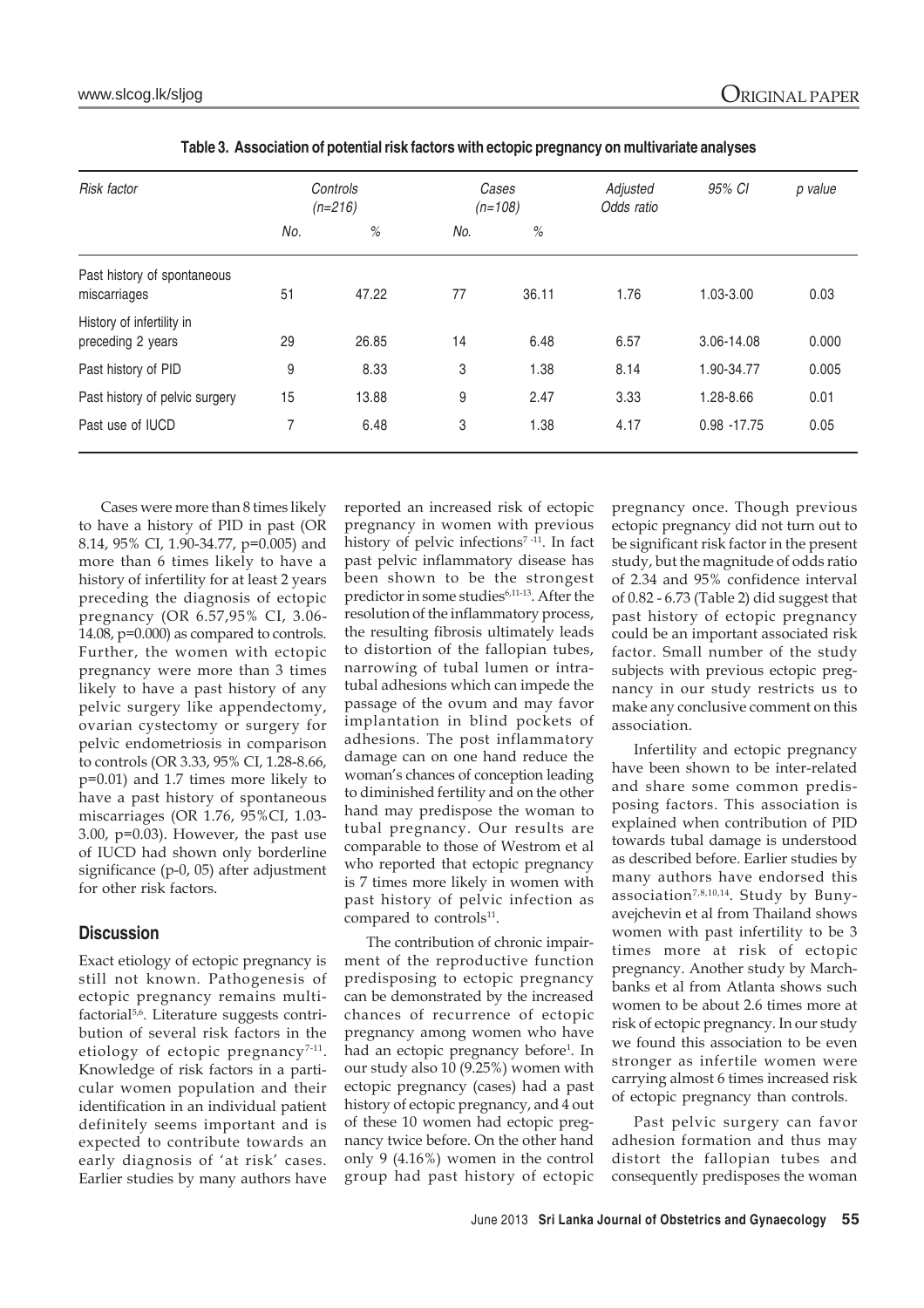**Table 3. Association of potential risk factors with ectopic pregnancy on multivariate analyses**

| *Risk factor* | *Controls (n=216)* | | *Cases (n=108)* | | *Adjusted Odds ratio* | *95% CI* | *p value* |
|---|---|---|---|---|---|---|---|
| | *No.* | *%* | *No.* | *%* | | | |
| Past history of spontaneous miscarriages | 51 | 47.22 | 77 | 36.11 | 1.76 | 1.03-3.00 | 0.03 |
| History of infertility in preceding 2 years | 29 | 26.85 | 14 | 6.48 | 6.57 | 3.06-14.08 | 0.000 |
| Past history of PID | 9 | 8.33 | 3 | 1.38 | 8.14 | 1.90-34.77 | 0.005 |
| Past history of pelvic surgery | 15 | 13.88 | 9 | 2.47 | 3.33 | 1.28-8.66 | 0.01 |
| Past use of IUCD | 7 | 6.48 | 3 | 1.38 | 4.17 | 0.98 -17.75 | 0.05 |

Cases were more than 8 times likely to have a history of PID in past (OR 8.14, 95% CI, 1.90-34.77, p=0.005) and more than 6 times likely to have a history of infertility for at least 2 years preceding the diagnosis of ectopic pregnancy (OR 6.57,95% CI, 3.06-14.08, p=0.000) as compared to controls. Further, the women with ectopic pregnancy were more than 3 times likely to have a past history of any pelvic surgery like appendectomy, ovarian cystectomy or surgery for pelvic endometriosis in comparison to controls (OR 3.33, 95% CI, 1.28-8.66, p=0.01) and 1.7 times more likely to have a past history of spontaneous miscarriages (OR 1.76, 95%CI, 1.03-3.00, p=0.03). However, the past use of IUCD had shown only borderline significance (p-0, 05) after adjustment for other risk factors.

## Discussion

Exact etiology of ectopic pregnancy is still not known. Pathogenesis of ectopic pregnancy remains multifactorial[5,6]. Literature suggests contribution of several risk factors in the etiology of ectopic pregnancy[7-11]. Knowledge of risk factors in a particular women population and their identification in an individual patient definitely seems important and is expected to contribute towards an early diagnosis of 'at risk' cases. Earlier studies by many authors have reported an increased risk of ectopic pregnancy in women with previous history of pelvic infections[7-11]. In fact past pelvic inflammatory disease has been shown to be the strongest predictor in some studies[6,11-13]. After the resolution of the inflammatory process, the resulting fibrosis ultimately leads to distortion of the fallopian tubes, narrowing of tubal lumen or intratubal adhesions which can impede the passage of the ovum and may favor implantation in blind pockets of adhesions. The post inflammatory damage can on one hand reduce the woman's chances of conception leading to diminished fertility and on the other hand may predispose the woman to tubal pregnancy. Our results are comparable to those of Westrom et al who reported that ectopic pregnancy is 7 times more likely in women with past history of pelvic infection as compared to controls[11].

The contribution of chronic impairment of the reproductive function predisposing to ectopic pregnancy can be demonstrated by the increased chances of recurrence of ectopic pregnancy among women who have had an ectopic pregnancy before[1]. In our study also 10 (9.25%) women with ectopic pregnancy (cases) had a past history of ectopic pregnancy, and 4 out of these 10 women had ectopic pregnancy twice before. On the other hand only 9 (4.16%) women in the control group had past history of ectopic pregnancy once. Though previous ectopic pregnancy did not turn out to be significant risk factor in the present study, but the magnitude of odds ratio of 2.34 and 95% confidence interval of 0.82 - 6.73 (Table 2) did suggest that past history of ectopic pregnancy could be an important associated risk factor. Small number of the study subjects with previous ectopic pregnancy in our study restricts us to make any conclusive comment on this association.

Infertility and ectopic pregnancy have been shown to be inter-related and share some common predisposing factors. This association is explained when contribution of PID towards tubal damage is understood as described before. Earlier studies by many authors have endorsed this association[7,8,10,14]. Study by Bunyavejchevin et al from Thailand shows women with past infertility to be 3 times more at risk of ectopic pregnancy. Another study by Marchbanks et al from Atlanta shows such women to be about 2.6 times more at risk of ectopic pregnancy. In our study we found this association to be even stronger as infertile women were carrying almost 6 times increased risk of ectopic pregnancy than controls.

Past pelvic surgery can favor adhesion formation and thus may distort the fallopian tubes and consequently predisposes the woman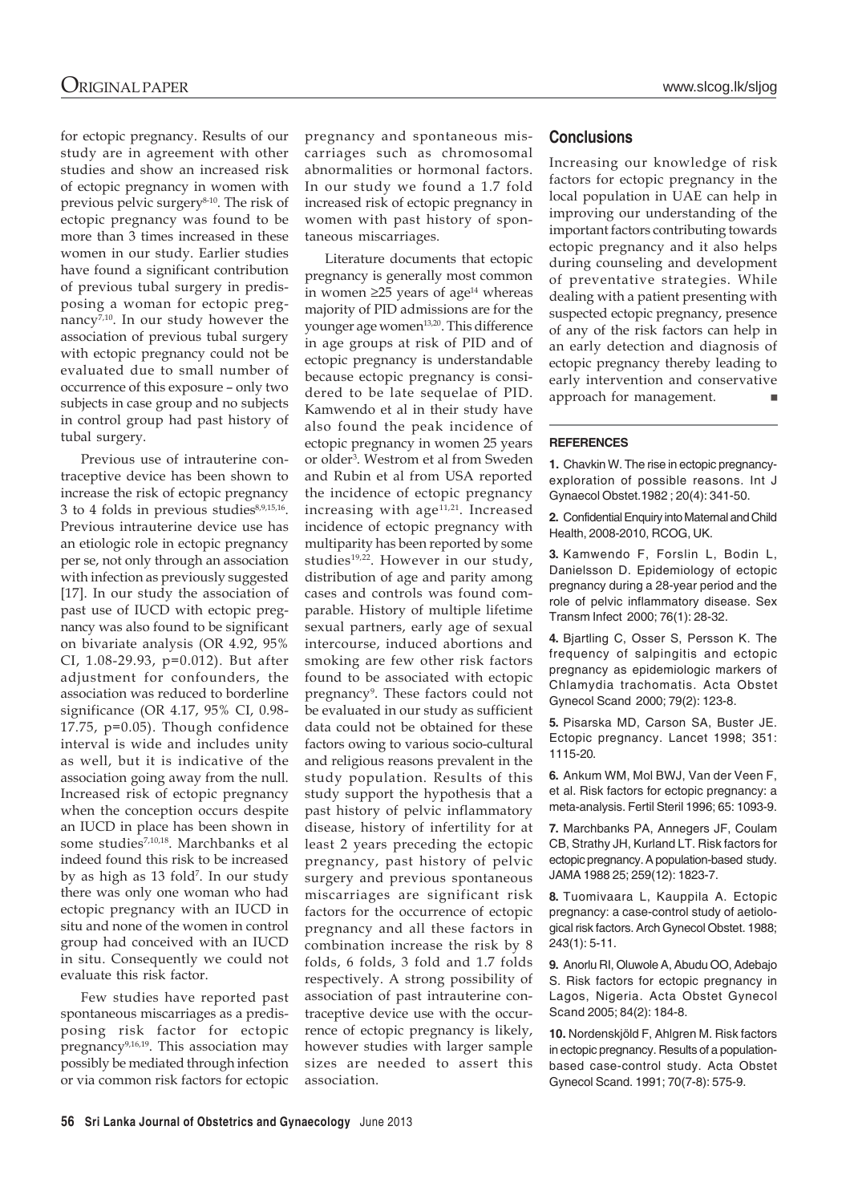for ectopic pregnancy. Results of our study are in agreement with other studies and show an increased risk of ectopic pregnancy in women with previous pelvic surgery[8-10]. The risk of ectopic pregnancy was found to be more than 3 times increased in these women in our study. Earlier studies have found a significant contribution of previous tubal surgery in predisposing a woman for ectopic pregnancy[7,10]. In our study however the association of previous tubal surgery with ectopic pregnancy could not be evaluated due to small number of occurrence of this exposure – only two subjects in case group and no subjects in control group had past history of tubal surgery.

Previous use of intrauterine contraceptive device has been shown to increase the risk of ectopic pregnancy 3 to 4 folds in previous studies[8,9,15,16]. Previous intrauterine device use has an etiologic role in ectopic pregnancy per se, not only through an association with infection as previously suggested [17]. In our study the association of past use of IUCD with ectopic pregnancy was also found to be significant on bivariate analysis (OR 4.92, 95% CI, 1.08-29.93, p=0.012). But after adjustment for confounders, the association was reduced to borderline significance (OR 4.17, 95% CI, 0.98-17.75, p=0.05). Though confidence interval is wide and includes unity as well, but it is indicative of the association going away from the null. Increased risk of ectopic pregnancy when the conception occurs despite an IUCD in place has been shown in some studies[7,10,18]. Marchbanks et al indeed found this risk to be increased by as high as 13 fold[7]. In our study there was only one woman who had ectopic pregnancy with an IUCD in situ and none of the women in control group had conceived with an IUCD in situ. Consequently we could not evaluate this risk factor.

Few studies have reported past spontaneous miscarriages as a predisposing risk factor for ectopic pregnancy[9,16,19]. This association may possibly be mediated through infection or via common risk factors for ectopic pregnancy and spontaneous miscarriages such as chromosomal abnormalities or hormonal factors. In our study we found a 1.7 fold increased risk of ectopic pregnancy in women with past history of spontaneous miscarriages.

Literature documents that ectopic pregnancy is generally most common in women ≥25 years of age[14] whereas majority of PID admissions are for the younger age women[13,20]. This difference in age groups at risk of PID and of ectopic pregnancy is understandable because ectopic pregnancy is considered to be late sequelae of PID. Kamwendo et al in their study have also found the peak incidence of ectopic pregnancy in women 25 years or older[3]. Westrom et al from Sweden and Rubin et al from USA reported the incidence of ectopic pregnancy increasing with age[11,21]. Increased incidence of ectopic pregnancy with multiparity has been reported by some studies[19,22]. However in our study, distribution of age and parity among cases and controls was found comparable. History of multiple lifetime sexual partners, early age of sexual intercourse, induced abortions and smoking are few other risk factors found to be associated with ectopic pregnancy[9]. These factors could not be evaluated in our study as sufficient data could not be obtained for these factors owing to various socio-cultural and religious reasons prevalent in the study population. Results of this study support the hypothesis that a past history of pelvic inflammatory disease, history of infertility for at least 2 years preceding the ectopic pregnancy, past history of pelvic surgery and previous spontaneous miscarriages are significant risk factors for the occurrence of ectopic pregnancy and all these factors in combination increase the risk by 8 folds, 6 folds, 3 fold and 1.7 folds respectively. A strong possibility of association of past intrauterine contraceptive device use with the occurrence of ectopic pregnancy is likely, however studies with larger sample sizes are needed to assert this association.

## Conclusions

Increasing our knowledge of risk factors for ectopic pregnancy in the local population in UAE can help in improving our understanding of the important factors contributing towards ectopic pregnancy and it also helps during counseling and development of preventative strategies. While dealing with a patient presenting with suspected ectopic pregnancy, presence of any of the risk factors can help in an early detection and diagnosis of ectopic pregnancy thereby leading to early intervention and conservative approach for management. ■

### REFERENCES

1. Chavkin W. The rise in ectopic pregnancy-exploration of possible reasons. Int J Gynaecol Obstet.1982 ; 20(4): 341-50.

2. Confidential Enquiry into Maternal and Child Health, 2008-2010, RCOG, UK.

3. Kamwendo F, Forslin L, Bodin L, Danielsson D. Epidemiology of ectopic pregnancy during a 28-year period and the role of pelvic inflammatory disease. Sex Transm Infect 2000; 76(1): 28-32.

4. Bjartling C, Osser S, Persson K. The frequency of salpingitis and ectopic pregnancy as epidemiologic markers of Chlamydia trachomatis. Acta Obstet Gynecol Scand 2000; 79(2): 123-8.

5. Pisarska MD, Carson SA, Buster JE. Ectopic pregnancy. Lancet 1998; 351: 1115-20.

6. Ankum WM, Mol BWJ, Van der Veen F, et al. Risk factors for ectopic pregnancy: a meta-analysis. Fertil Steril 1996; 65: 1093-9.

7. Marchbanks PA, Annegers JF, Coulam CB, Strathy JH, Kurland LT. Risk factors for ectopic pregnancy. A population-based study. JAMA 1988 25; 259(12): 1823-7.

8. Tuomivaara L, Kauppila A. Ectopic pregnancy: a case-control study of aetiological risk factors. Arch Gynecol Obstet. 1988; 243(1): 5-11.

9. Anorlu RI, Oluwole A, Abudu OO, Adebajo S. Risk factors for ectopic pregnancy in Lagos, Nigeria. Acta Obstet Gynecol Scand 2005; 84(2): 184-8.

10. Nordenskjöld F, Ahlgren M. Risk factors in ectopic pregnancy. Results of a population-based case-control study. Acta Obstet Gynecol Scand. 1991; 70(7-8): 575-9.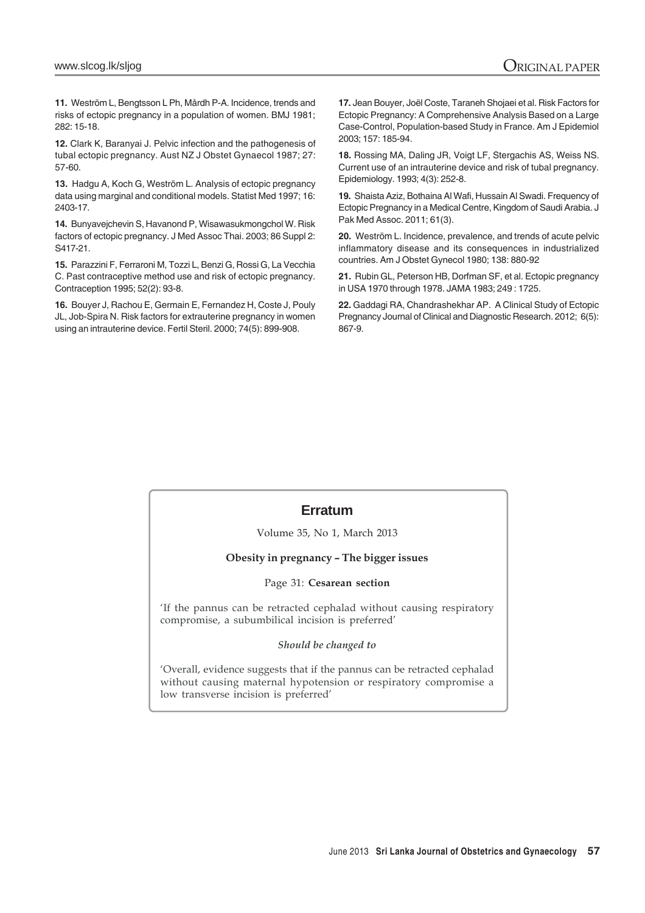**11.** Weström L, Bengtsson L Ph, Mårdh P-A. Incidence, trends and risks of ectopic pregnancy in a population of women. BMJ 1981; 282: 15-18.

**12.** Clark K, Baranyai J. Pelvic infection and the pathogenesis of tubal ectopic pregnancy. Aust NZ J Obstet Gynaecol 1987; 27: 57-60.

**13.** Hadgu A, Koch G, Weström L. Analysis of ectopic pregnancy data using marginal and conditional models. Statist Med 1997; 16: 2403-17.

**14.** Bunyavejchevin S, Havanond P, Wisawasukmongchol W. Risk factors of ectopic pregnancy. J Med Assoc Thai. 2003; 86 Suppl 2: S417-21.

**15.** Parazzini F, Ferraroni M, Tozzi L, Benzi G, Rossi G, La Vecchia C. Past contraceptive method use and risk of ectopic pregnancy. Contraception 1995; 52(2): 93-8.

**16.** Bouyer J, Rachou E, Germain E, Fernandez H, Coste J, Pouly JL, Job-Spira N. Risk factors for extrauterine pregnancy in women using an intrauterine device. Fertil Steril. 2000; 74(5): 899-908.

**17.** Jean Bouyer, Joël Coste, Taraneh Shojaei et al. Risk Factors for Ectopic Pregnancy: A Comprehensive Analysis Based on a Large Case-Control, Population-based Study in France. Am J Epidemiol 2003; 157: 185-94.

**18.** Rossing MA, Daling JR, Voigt LF, Stergachis AS, Weiss NS. Current use of an intrauterine device and risk of tubal pregnancy. Epidemiology. 1993; 4(3): 252-8.

**19.** Shaista Aziz, Bothaina Al Wafi, Hussain Al Swadi. Frequency of Ectopic Pregnancy in a Medical Centre, Kingdom of Saudi Arabia. J Pak Med Assoc. 2011; 61(3).

**20.** Weström L. Incidence, prevalence, and trends of acute pelvic inflammatory disease and its consequences in industrialized countries. Am J Obstet Gynecol 1980; 138: 880-92

**21.** Rubin GL, Peterson HB, Dorfman SF, et al. Ectopic pregnancy in USA 1970 through 1978. JAMA 1983; 249 : 1725.

**22.** Gaddagi RA, Chandrashekhar AP. A Clinical Study of Ectopic Pregnancy Journal of Clinical and Diagnostic Research. 2012; 6(5): 867-9.

## Erratum

Volume 35, No 1, March 2013

**Obesity in pregnancy – The bigger issues**

Page 31: **Cesarean section**

'If the pannus can be retracted cephalad without causing respiratory compromise, a subumbilical incision is preferred'

*Should be changed to*

'Overall, evidence suggests that if the pannus can be retracted cephalad without causing maternal hypotension or respiratory compromise a low transverse incision is preferred'